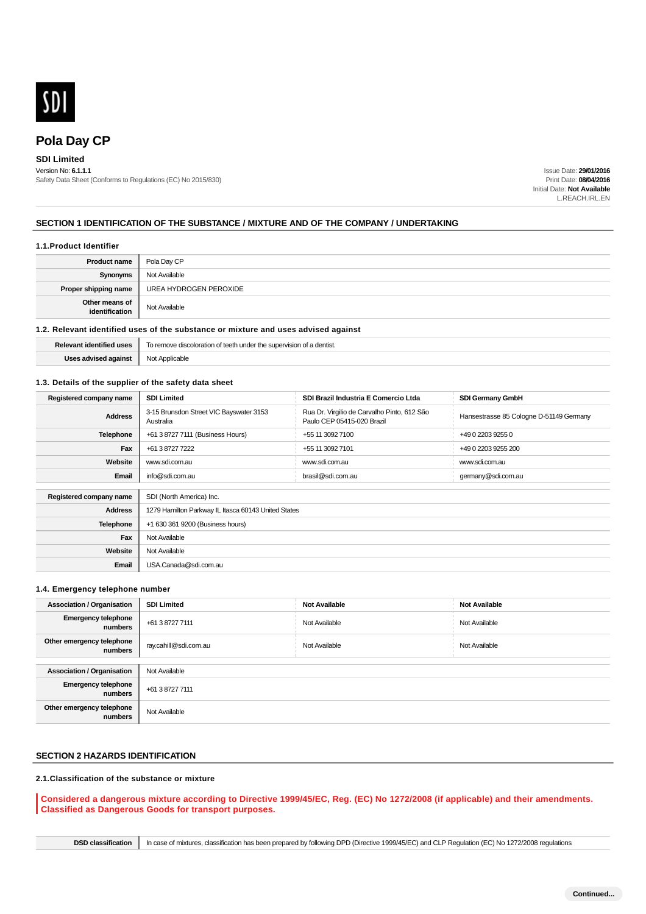SDI

# Pola Day CP

**SDI Limited**

Version No: **6.1.1.1**
Safety Data Sheet (Conforms to Regulations (EC) No 2015/830)

Issue Date: **29/01/2016**
Print Date: **08/04/2016**
Initial Date: **Not Available**
L.REACH.IRL.EN

## SECTION 1 IDENTIFICATION OF THE SUBSTANCE / MIXTURE AND OF THE COMPANY / UNDERTAKING

### 1.1.Product Identifier

| | |
|---|---|
| **Product name** | Pola Day CP |
| **Synonyms** | Not Available |
| **Proper shipping name** | UREA HYDROGEN PEROXIDE |
| **Other means of identification** | Not Available |

### 1.2. Relevant identified uses of the substance or mixture and uses advised against

| | |
|---|---|
| **Relevant identified uses** | To remove discoloration of teeth under the supervision of a dentist. |
| **Uses advised against** | Not Applicable |

### 1.3. Details of the supplier of the safety data sheet

| | | | |
|---|---|---|---|
| **Registered company name** | **SDI Limited** | **SDI Brazil Industria E Comercio Ltda** | **SDI Germany GmbH** |
| **Address** | 3-15 Brunsdon Street VIC Bayswater 3153 Australia | Rua Dr. Virgilio de Carvalho Pinto, 612 São Paulo CEP 05415-020 Brazil | Hansestrasse 85 Cologne D-51149 Germany |
| **Telephone** | +61 3 8727 7111 (Business Hours) | +55 11 3092 7100 | +49 0 2203 9255 0 |
| **Fax** | +61 3 8727 7222 | +55 11 3092 7101 | +49 0 2203 9255 200 |
| **Website** | www.sdi.com.au | www.sdi.com.au | www.sdi.com.au |
| **Email** | info@sdi.com.au | brasil@sdi.com.au | germany@sdi.com.au |

| | |
|---|---|
| **Registered company name** | SDI (North America) Inc. |
| **Address** | 1279 Hamilton Parkway IL Itasca 60143 United States |
| **Telephone** | +1 630 361 9200 (Business hours) |
| **Fax** | Not Available |
| **Website** | Not Available |
| **Email** | USA.Canada@sdi.com.au |

### 1.4. Emergency telephone number

| | | | |
|---|---|---|---|
| **Association / Organisation** | **SDI Limited** | **Not Available** | **Not Available** |
| **Emergency telephone numbers** | +61 3 8727 7111 | Not Available | Not Available |
| **Other emergency telephone numbers** | ray.cahill@sdi.com.au | Not Available | Not Available |

| | |
|---|---|
| **Association / Organisation** | Not Available |
| **Emergency telephone numbers** | +61 3 8727 7111 |
| **Other emergency telephone numbers** | Not Available |

## SECTION 2 HAZARDS IDENTIFICATION

### 2.1.Classification of the substance or mixture

**Considered a dangerous mixture according to Directive 1999/45/EC, Reg. (EC) No 1272/2008 (if applicable) and their amendments. Classified as Dangerous Goods for transport purposes.**

| | |
|---|---|
| **DSD classification** | In case of mixtures, classification has been prepared by following DPD (Directive 1999/45/EC) and CLP Regulation (EC) No 1272/2008 regulations |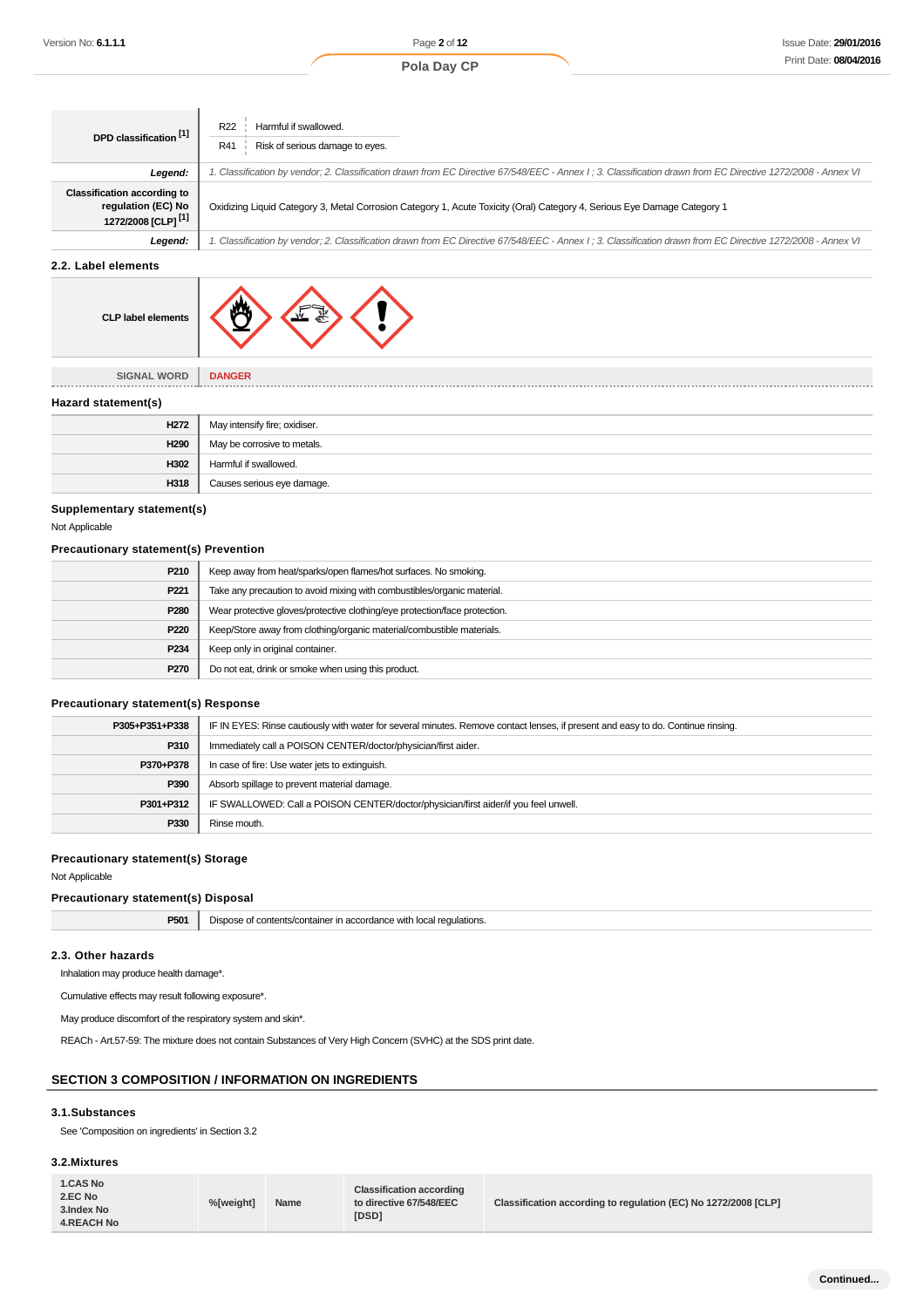| DPD classification [1] | R22 Harmful if swallowed.<br>R41 Risk of serious damage to eyes. |
|---|---|
| **Legend:** | *1. Classification by vendor; 2. Classification drawn from EC Directive 67/548/EEC - Annex I ; 3. Classification drawn from EC Directive 1272/2008 - Annex VI* |
| **Classification according to regulation (EC) No 1272/2008 [CLP] [1]** | Oxidizing Liquid Category 3, Metal Corrosion Category 1, Acute Toxicity (Oral) Category 4, Serious Eye Damage Category 1 |
| **Legend:** | *1. Classification by vendor; 2. Classification drawn from EC Directive 67/548/EEC - Annex I ; 3. Classification drawn from EC Directive 1272/2008 - Annex VI* |

### 2.2. Label elements

| | |
|---|---|
| **CLP label elements** | |
| SIGNAL WORD | **DANGER** |

#### Hazard statement(s)

| | |
|---|---|
| **H272** | May intensify fire; oxidiser. |
| **H290** | May be corrosive to metals. |
| **H302** | Harmful if swallowed. |
| **H318** | Causes serious eye damage. |

#### Supplementary statement(s)

Not Applicable

#### Precautionary statement(s) Prevention

| | |
|---|---|
| **P210** | Keep away from heat/sparks/open flames/hot surfaces. No smoking. |
| **P221** | Take any precaution to avoid mixing with combustibles/organic material. |
| **P280** | Wear protective gloves/protective clothing/eye protection/face protection. |
| **P220** | Keep/Store away from clothing/organic material/combustible materials. |
| **P234** | Keep only in original container. |
| **P270** | Do not eat, drink or smoke when using this product. |

#### Precautionary statement(s) Response

| | |
|---|---|
| **P305+P351+P338** | IF IN EYES: Rinse cautiously with water for several minutes. Remove contact lenses, if present and easy to do. Continue rinsing. |
| **P310** | Immediately call a POISON CENTER/doctor/physician/first aider. |
| **P370+P378** | In case of fire: Use water jets to extinguish. |
| **P390** | Absorb spillage to prevent material damage. |
| **P301+P312** | IF SWALLOWED: Call a POISON CENTER/doctor/physician/first aider/if you feel unwell. |
| **P330** | Rinse mouth. |

#### Precautionary statement(s) Storage

Not Applicable

#### Precautionary statement(s) Disposal

| | |
|---|---|
| **P501** | Dispose of contents/container in accordance with local regulations. |

### 2.3. Other hazards

Inhalation may produce health damage*.

Cumulative effects may result following exposure*.

May produce discomfort of the respiratory system and skin*.

REACh - Art.57-59: The mixture does not contain Substances of Very High Concern (SVHC) at the SDS print date.

## SECTION 3 COMPOSITION / INFORMATION ON INGREDIENTS

### 3.1.Substances

See 'Composition on ingredients' in Section 3.2

### 3.2.Mixtures

| 1.CAS No<br>2.EC No<br>3.Index No<br>4.REACH No | %[weight] | Name | Classification according to directive 67/548/EEC [DSD] | Classification according to regulation (EC) No 1272/2008 [CLP] |
|---|---|---|---|---|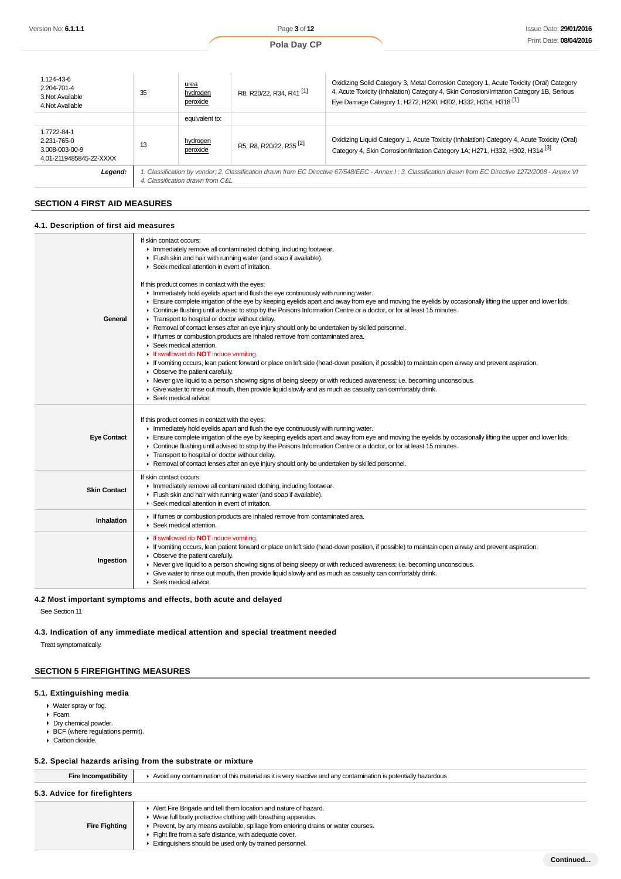| | | | | |
|---|---|---|---|---|
| 1.124-43-6<br>2.204-701-4<br>3.Not Available<br>4.Not Available | 35 | urea hydrogen peroxide | R8, R20/22, R34, R41 [1] | Oxidizing Solid Category 3, Metal Corrosion Category 1, Acute Toxicity (Oral) Category 4, Acute Toxicity (Inhalation) Category 4, Skin Corrosion/Irritation Category 1B, Serious Eye Damage Category 1; H272, H290, H302, H332, H314, H318 [1] |
| | | equivalent to: | | |
| 1.7722-84-1<br>2.231-765-0<br>3.008-003-00-9<br>4.01-2119485845-22-XXXX | 13 | hydrogen peroxide | R5, R8, R20/22, R35 [2] | Oxidizing Liquid Category 1, Acute Toxicity (Inhalation) Category 4, Acute Toxicity (Oral) Category 4, Skin Corrosion/Irritation Category 1A; H271, H332, H302, H314 [3] |
| **Legend:** | *1. Classification by vendor; 2. Classification drawn from EC Directive 67/548/EEC - Annex I ; 3. Classification drawn from EC Directive 1272/2008 - Annex VI 4. Classification drawn from C&L* | | | |

## SECTION 4 FIRST AID MEASURES

### 4.1. Description of first aid measures

| | |
|---|---|
| **General** | If skin contact occurs:<br>▸ Immediately remove all contaminated clothing, including footwear.<br>▸ Flush skin and hair with running water (and soap if available).<br>▸ Seek medical attention in event of irritation.<br><br>If this product comes in contact with the eyes:<br>▸ Immediately hold eyelids apart and flush the eye continuously with running water.<br>▸ Ensure complete irrigation of the eye by keeping eyelids apart and away from eye and moving the eyelids by occasionally lifting the upper and lower lids.<br>▸ Continue flushing until advised to stop by the Poisons Information Centre or a doctor, or for at least 15 minutes.<br>▸ Transport to hospital or doctor without delay.<br>▸ Removal of contact lenses after an eye injury should only be undertaken by skilled personnel.<br>▸ If fumes or combustion products are inhaled remove from contaminated area.<br>▸ Seek medical attention.<br>▸ If swallowed do **NOT** induce vomiting.<br>▸ If vomiting occurs, lean patient forward or place on left side (head-down position, if possible) to maintain open airway and prevent aspiration.<br>▸ Observe the patient carefully.<br>▸ Never give liquid to a person showing signs of being sleepy or with reduced awareness; i.e. becoming unconscious.<br>▸ Give water to rinse out mouth, then provide liquid slowly and as much as casualty can comfortably drink.<br>▸ Seek medical advice. |
| **Eye Contact** | If this product comes in contact with the eyes:<br>▸ Immediately hold eyelids apart and flush the eye continuously with running water.<br>▸ Ensure complete irrigation of the eye by keeping eyelids apart and away from eye and moving the eyelids by occasionally lifting the upper and lower lids.<br>▸ Continue flushing until advised to stop by the Poisons Information Centre or a doctor, or for at least 15 minutes.<br>▸ Transport to hospital or doctor without delay.<br>▸ Removal of contact lenses after an eye injury should only be undertaken by skilled personnel. |
| **Skin Contact** | If skin contact occurs:<br>▸ Immediately remove all contaminated clothing, including footwear.<br>▸ Flush skin and hair with running water (and soap if available).<br>▸ Seek medical attention in event of irritation. |
| **Inhalation** | ▸ If fumes or combustion products are inhaled remove from contaminated area.<br>▸ Seek medical attention. |
| **Ingestion** | ▸ If swallowed do **NOT** induce vomiting.<br>▸ If vomiting occurs, lean patient forward or place on left side (head-down position, if possible) to maintain open airway and prevent aspiration.<br>▸ Observe the patient carefully.<br>▸ Never give liquid to a person showing signs of being sleepy or with reduced awareness; i.e. becoming unconscious.<br>▸ Give water to rinse out mouth, then provide liquid slowly and as much as casualty can comfortably drink.<br>▸ Seek medical advice. |

### 4.2 Most important symptoms and effects, both acute and delayed

See Section 11

### 4.3. Indication of any immediate medical attention and special treatment needed

Treat symptomatically.

## SECTION 5 FIREFIGHTING MEASURES

### 5.1. Extinguishing media

- Water spray or fog.
- Foam.
- Dry chemical powder.
- BCF (where regulations permit).
- Carbon dioxide.

### 5.2. Special hazards arising from the substrate or mixture

| | |
|---|---|
| **Fire Incompatibility** | ▸ Avoid any contamination of this material as it is very reactive and any contamination is potentially hazardous |

### 5.3. Advice for firefighters

| | |
|---|---|
| **Fire Fighting** | ▸ Alert Fire Brigade and tell them location and nature of hazard.<br>▸ Wear full body protective clothing with breathing apparatus.<br>▸ Prevent, by any means available, spillage from entering drains or water courses.<br>▸ Fight fire from a safe distance, with adequate cover.<br>▸ Extinguishers should be used only by trained personnel. |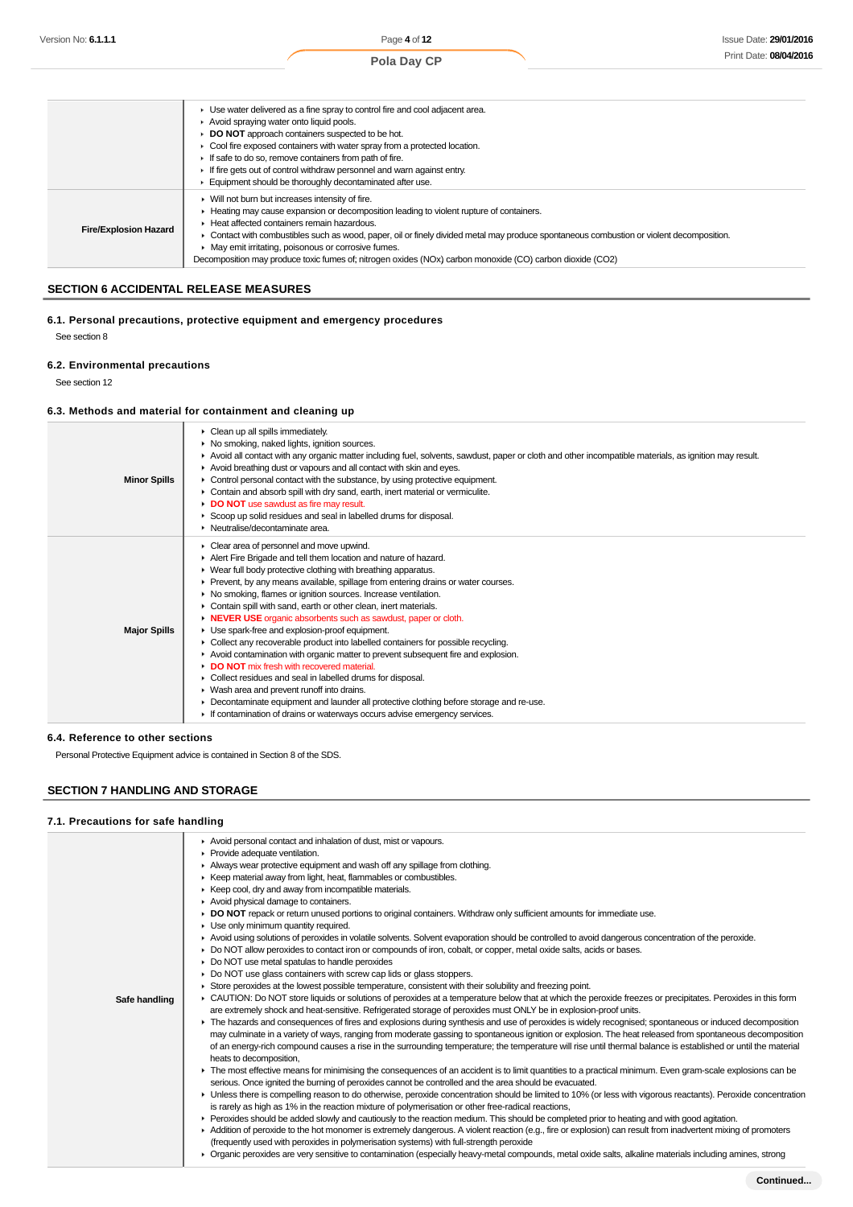|  |  |
|---|---|
|  | ▸ Use water delivered as a fine spray to control fire and cool adjacent area.<br>▸ Avoid spraying water onto liquid pools.<br>▸ **DO NOT** approach containers suspected to be hot.<br>▸ Cool fire exposed containers with water spray from a protected location.<br>▸ If safe to do so, remove containers from path of fire.<br>▸ If fire gets out of control withdraw personnel and warn against entry.<br>▸ Equipment should be thoroughly decontaminated after use. |
| **Fire/Explosion Hazard** | ▸ Will not burn but increases intensity of fire.<br>▸ Heating may cause expansion or decomposition leading to violent rupture of containers.<br>▸ Heat affected containers remain hazardous.<br>▸ Contact with combustibles such as wood, paper, oil or finely divided metal may produce spontaneous combustion or violent decomposition.<br>▸ May emit irritating, poisonous or corrosive fumes.<br>Decomposition may produce toxic fumes of; nitrogen oxides (NOx) carbon monoxide (CO) carbon dioxide (CO2) |

## SECTION 6 ACCIDENTAL RELEASE MEASURES

### 6.1. Personal precautions, protective equipment and emergency procedures

See section 8

### 6.2. Environmental precautions

See section 12

### 6.3. Methods and material for containment and cleaning up

|  |  |
|---|---|
| **Minor Spills** | ▸ Clean up all spills immediately.<br>▸ No smoking, naked lights, ignition sources.<br>▸ Avoid all contact with any organic matter including fuel, solvents, sawdust, paper or cloth and other incompatible materials, as ignition may result.<br>▸ Avoid breathing dust or vapours and all contact with skin and eyes.<br>▸ Control personal contact with the substance, by using protective equipment.<br>▸ Contain and absorb spill with dry sand, earth, inert material or vermiculite.<br>▸ **DO NOT** use sawdust as fire may result.<br>▸ Scoop up solid residues and seal in labelled drums for disposal.<br>▸ Neutralise/decontaminate area. |
| **Major Spills** | ▸ Clear area of personnel and move upwind.<br>▸ Alert Fire Brigade and tell them location and nature of hazard.<br>▸ Wear full body protective clothing with breathing apparatus.<br>▸ Prevent, by any means available, spillage from entering drains or water courses.<br>▸ No smoking, flames or ignition sources. Increase ventilation.<br>▸ Contain spill with sand, earth or other clean, inert materials.<br>▸ **NEVER USE** organic absorbents such as sawdust, paper or cloth.<br>▸ Use spark-free and explosion-proof equipment.<br>▸ Collect any recoverable product into labelled containers for possible recycling.<br>▸ Avoid contamination with organic matter to prevent subsequent fire and explosion.<br>▸ **DO NOT** mix fresh with recovered material.<br>▸ Collect residues and seal in labelled drums for disposal.<br>▸ Wash area and prevent runoff into drains.<br>▸ Decontaminate equipment and launder all protective clothing before storage and re-use.<br>▸ If contamination of drains or waterways occurs advise emergency services. |

### 6.4. Reference to other sections

Personal Protective Equipment advice is contained in Section 8 of the SDS.

## SECTION 7 HANDLING AND STORAGE

### 7.1. Precautions for safe handling

|  |  |
|---|---|
| **Safe handling** | ▸ Avoid personal contact and inhalation of dust, mist or vapours.<br>▸ Provide adequate ventilation.<br>▸ Always wear protective equipment and wash off any spillage from clothing.<br>▸ Keep material away from light, heat, flammables or combustibles.<br>▸ Keep cool, dry and away from incompatible materials.<br>▸ Avoid physical damage to containers.<br>▸ **DO NOT** repack or return unused portions to original containers. Withdraw only sufficient amounts for immediate use.<br>▸ Use only minimum quantity required.<br>▸ Avoid using solutions of peroxides in volatile solvents. Solvent evaporation should be controlled to avoid dangerous concentration of the peroxide.<br>▸ Do NOT allow peroxides to contact iron or compounds of iron, cobalt, or copper, metal oxide salts, acids or bases.<br>▸ Do NOT use metal spatulas to handle peroxides<br>▸ Do NOT use glass containers with screw cap lids or glass stoppers.<br>▸ Store peroxides at the lowest possible temperature, consistent with their solubility and freezing point.<br>▸ CAUTION: Do NOT store liquids or solutions of peroxides at a temperature below that at which the peroxide freezes or precipitates. Peroxides in this form are extremely shock and heat-sensitive. Refrigerated storage of peroxides must ONLY be in explosion-proof units.<br>▸ The hazards and consequences of fires and explosions during synthesis and use of peroxides is widely recognised; spontaneous or induced decomposition may culminate in a variety of ways, ranging from moderate gassing to spontaneous ignition or explosion. The heat released from spontaneous decomposition of an energy-rich compound causes a rise in the surrounding temperature; the temperature will rise until thermal balance is established or until the material heats to decomposition,<br>▸ The most effective means for minimising the consequences of an accident is to limit quantities to a practical minimum. Even gram-scale explosions can be serious. Once ignited the burning of peroxides cannot be controlled and the area should be evacuated.<br>▸ Unless there is compelling reason to do otherwise, peroxide concentration should be limited to 10% (or less with vigorous reactants). Peroxide concentration is rarely as high as 1% in the reaction mixture of polymerisation or other free-radical reactions,<br>▸ Peroxides should be added slowly and cautiously to the reaction medium. This should be completed prior to heating and with good agitation.<br>▸ Addition of peroxide to the hot monomer is extremely dangerous. A violent reaction (e.g., fire or explosion) can result from inadvertent mixing of promoters (frequently used with peroxides in polymerisation systems) with full-strength peroxide<br>▸ Organic peroxides are very sensitive to contamination (especially heavy-metal compounds, metal oxide salts, alkaline materials including amines, strong |

Continued...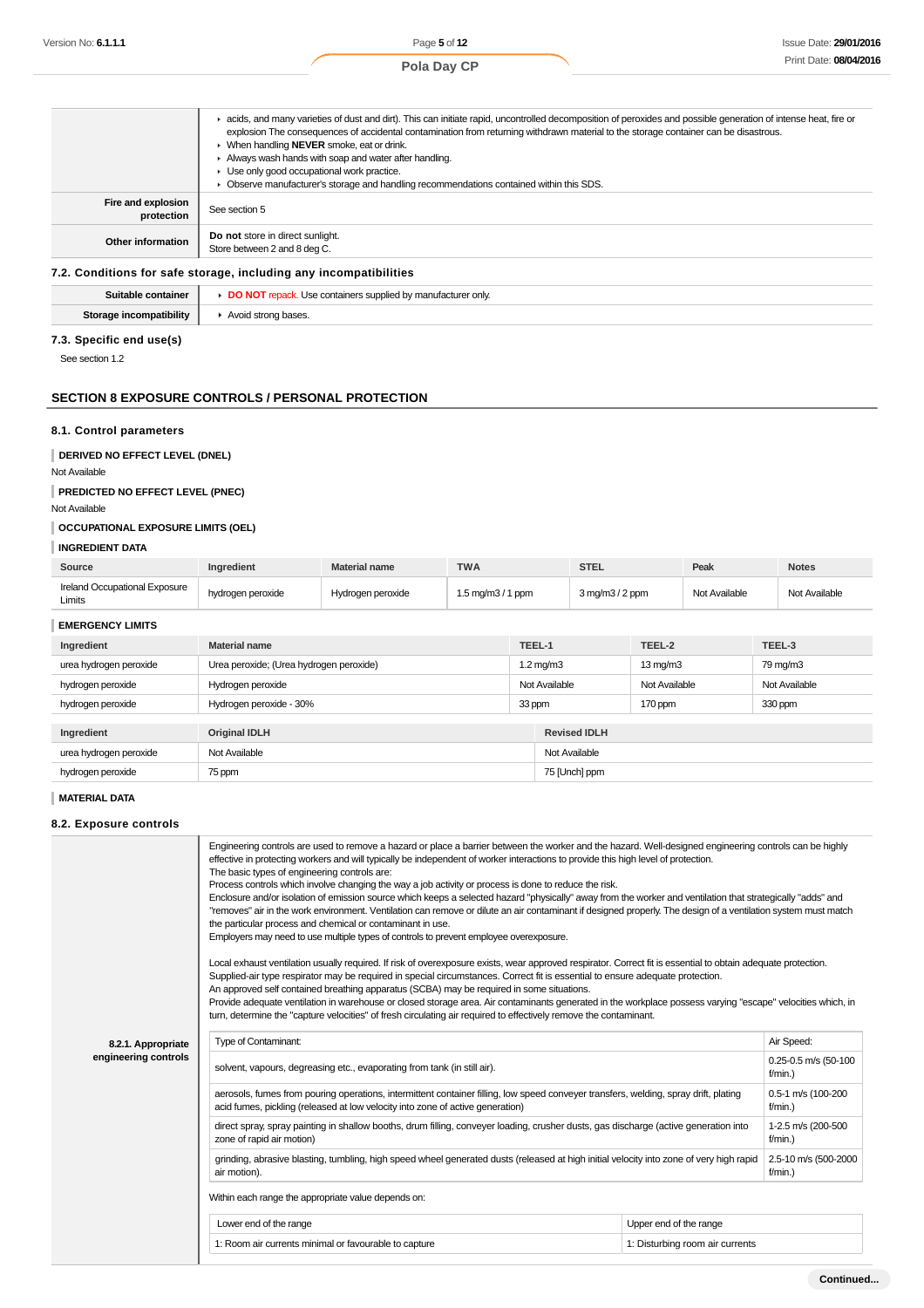| | |
|---|---|
| | ▸ acids, and many varieties of dust and dirt). This can initiate rapid, uncontrolled decomposition of peroxides and possible generation of intense heat, fire or explosion The consequences of accidental contamination from returning withdrawn material to the storage container can be disastrous.<br>▸ When handling **NEVER** smoke, eat or drink.<br>▸ Always wash hands with soap and water after handling.<br>▸ Use only good occupational work practice.<br>▸ Observe manufacturer's storage and handling recommendations contained within this SDS. |
| **Fire and explosion protection** | See section 5 |
| **Other information** | **Do not** store in direct sunlight.<br>Store between 2 and 8 deg C. |

### 7.2. Conditions for safe storage, including any incompatibilities

| | |
|---|---|
| **Suitable container** | ▸ **DO NOT** repack. Use containers supplied by manufacturer only. |
| **Storage incompatibility** | ▸ Avoid strong bases. |

### 7.3. Specific end use(s)

See section 1.2

## SECTION 8 EXPOSURE CONTROLS / PERSONAL PROTECTION

### 8.1. Control parameters

**DERIVED NO EFFECT LEVEL (DNEL)**

Not Available

**PREDICTED NO EFFECT LEVEL (PNEC)**

Not Available

**OCCUPATIONAL EXPOSURE LIMITS (OEL)**

**INGREDIENT DATA**

| Source | Ingredient | Material name | TWA | STEL | Peak | Notes |
|---|---|---|---|---|---|---|
| Ireland Occupational Exposure Limits | hydrogen peroxide | Hydrogen peroxide | 1.5 mg/m3 / 1 ppm | 3 mg/m3 / 2 ppm | Not Available | Not Available |

**EMERGENCY LIMITS**

| Ingredient | Material name | TEEL-1 | TEEL-2 | TEEL-3 |
|---|---|---|---|---|
| urea hydrogen peroxide | Urea peroxide; (Urea hydrogen peroxide) | 1.2 mg/m3 | 13 mg/m3 | 79 mg/m3 |
| hydrogen peroxide | Hydrogen peroxide | Not Available | Not Available | Not Available |
| hydrogen peroxide | Hydrogen peroxide - 30% | 33 ppm | 170 ppm | 330 ppm |

| Ingredient | Original IDLH | Revised IDLH |
|---|---|---|
| urea hydrogen peroxide | Not Available | Not Available |
| hydrogen peroxide | 75 ppm | 75 [Unch] ppm |

**MATERIAL DATA**

### 8.2. Exposure controls

**8.2.1. Appropriate engineering controls**

Engineering controls are used to remove a hazard or place a barrier between the worker and the hazard. Well-designed engineering controls can be highly effective in protecting workers and will typically be independent of worker interactions to provide this high level of protection.
The basic types of engineering controls are:
Process controls which involve changing the way a job activity or process is done to reduce the risk.
Enclosure and/or isolation of emission source which keeps a selected hazard "physically" away from the worker and ventilation that strategically "adds" and "removes" air in the work environment. Ventilation can remove or dilute an air contaminant if designed properly. The design of a ventilation system must match the particular process and chemical or contaminant in use.
Employers may need to use multiple types of controls to prevent employee overexposure.

Local exhaust ventilation usually required. If risk of overexposure exists, wear approved respirator. Correct fit is essential to obtain adequate protection.
Supplied-air type respirator may be required in special circumstances. Correct fit is essential to ensure adequate protection.
An approved self contained breathing apparatus (SCBA) may be required in some situations.
Provide adequate ventilation in warehouse or closed storage area. Air contaminants generated in the workplace possess varying "escape" velocities which, in turn, determine the "capture velocities" of fresh circulating air required to effectively remove the contaminant.

| Type of Contaminant: | Air Speed: |
|---|---|
| solvent, vapours, degreasing etc., evaporating from tank (in still air). | 0.25-0.5 m/s (50-100 f/min.) |
| aerosols, fumes from pouring operations, intermittent container filling, low speed conveyer transfers, welding, spray drift, plating acid fumes, pickling (released at low velocity into zone of active generation) | 0.5-1 m/s (100-200 f/min.) |
| direct spray, spray painting in shallow booths, drum filling, conveyer loading, crusher dusts, gas discharge (active generation into zone of rapid air motion) | 1-2.5 m/s (200-500 f/min.) |
| grinding, abrasive blasting, tumbling, high speed wheel generated dusts (released at high initial velocity into zone of very high rapid air motion). | 2.5-10 m/s (500-2000 f/min.) |

Within each range the appropriate value depends on:

| Lower end of the range | Upper end of the range |
|---|---|
| 1: Room air currents minimal or favourable to capture | 1: Disturbing room air currents |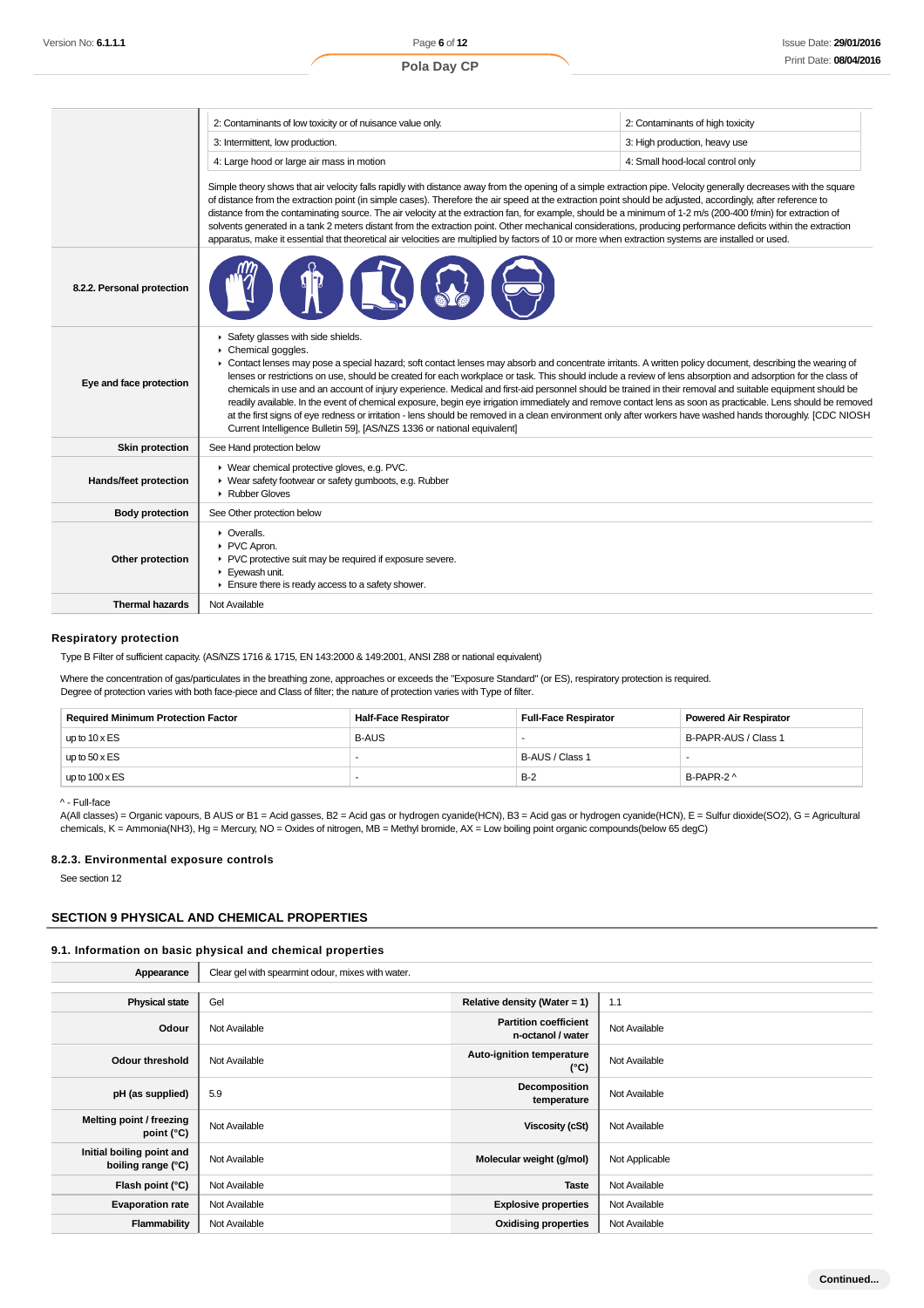| | | |
|---|---|---|
| | 2: Contaminants of low toxicity or of nuisance value only. | 2: Contaminants of high toxicity |
| | 3: Intermittent, low production. | 3: High production, heavy use |
| | 4: Large hood or large air mass in motion | 4: Small hood-local control only |

Simple theory shows that air velocity falls rapidly with distance away from the opening of a simple extraction pipe. Velocity generally decreases with the square of distance from the extraction point (in simple cases). Therefore the air speed at the extraction point should be adjusted, accordingly, after reference to distance from the contaminating source. The air velocity at the extraction fan, for example, should be a minimum of 1-2 m/s (200-400 f/min) for extraction of solvents generated in a tank 2 meters distant from the extraction point. Other mechanical considerations, producing performance deficits within the extraction apparatus, make it essential that theoretical air velocities are multiplied by factors of 10 or more when extraction systems are installed or used.

| | |
|---|---|
| **8.2.2. Personal protection** | |
| **Eye and face protection** | ▸ Safety glasses with side shields.<br>▸ Chemical goggles.<br>▸ Contact lenses may pose a special hazard; soft contact lenses may absorb and concentrate irritants. A written policy document, describing the wearing of lenses or restrictions on use, should be created for each workplace or task. This should include a review of lens absorption and adsorption for the class of chemicals in use and an account of injury experience. Medical and first-aid personnel should be trained in their removal and suitable equipment should be readily available. In the event of chemical exposure, begin eye irrigation immediately and remove contact lens as soon as practicable. Lens should be removed at the first signs of eye redness or irritation - lens should be removed in a clean environment only after workers have washed hands thoroughly. [CDC NIOSH Current Intelligence Bulletin 59], [AS/NZS 1336 or national equivalent] |
| **Skin protection** | See Hand protection below |
| **Hands/feet protection** | ▸ Wear chemical protective gloves, e.g. PVC.<br>▸ Wear safety footwear or safety gumboots, e.g. Rubber<br>▸ Rubber Gloves |
| **Body protection** | See Other protection below |
| **Other protection** | ▸ Overalls.<br>▸ PVC Apron.<br>▸ PVC protective suit may be required if exposure severe.<br>▸ Eyewash unit.<br>▸ Ensure there is ready access to a safety shower. |
| **Thermal hazards** | Not Available |

### Respiratory protection

Type B Filter of sufficient capacity. (AS/NZS 1716 & 1715, EN 143:2000 & 149:2001, ANSI Z88 or national equivalent)

Where the concentration of gas/particulates in the breathing zone, approaches or exceeds the "Exposure Standard" (or ES), respiratory protection is required.
Degree of protection varies with both face-piece and Class of filter; the nature of protection varies with Type of filter.

| Required Minimum Protection Factor | Half-Face Respirator | Full-Face Respirator | Powered Air Respirator |
|---|---|---|---|
| up to 10 x ES | B-AUS | - | B-PAPR-AUS / Class 1 |
| up to 50 x ES | - | B-AUS / Class 1 | - |
| up to 100 x ES | - | B-2 | B-PAPR-2 ^ |

^ - Full-face
A(All classes) = Organic vapours, B AUS or B1 = Acid gasses, B2 = Acid gas or hydrogen cyanide(HCN), B3 = Acid gas or hydrogen cyanide(HCN), E = Sulfur dioxide(SO2), G = Agricultural chemicals, K = Ammonia(NH3), Hg = Mercury, NO = Oxides of nitrogen, MB = Methyl bromide, AX = Low boiling point organic compounds(below 65 degC)

### 8.2.3. Environmental exposure controls

See section 12

## SECTION 9 PHYSICAL AND CHEMICAL PROPERTIES

### 9.1. Information on basic physical and chemical properties

| | |
|---|---|
| **Appearance** | Clear gel with spearmint odour, mixes with water. |

| | | | |
|---|---|---|---|
| **Physical state** | Gel | **Relative density (Water = 1)** | 1.1 |
| **Odour** | Not Available | **Partition coefficient n-octanol / water** | Not Available |
| **Odour threshold** | Not Available | **Auto-ignition temperature (°C)** | Not Available |
| **pH (as supplied)** | 5.9 | **Decomposition temperature** | Not Available |
| **Melting point / freezing point (°C)** | Not Available | **Viscosity (cSt)** | Not Available |
| **Initial boiling point and boiling range (°C)** | Not Available | **Molecular weight (g/mol)** | Not Applicable |
| **Flash point (°C)** | Not Available | **Taste** | Not Available |
| **Evaporation rate** | Not Available | **Explosive properties** | Not Available |
| **Flammability** | Not Available | **Oxidising properties** | Not Available |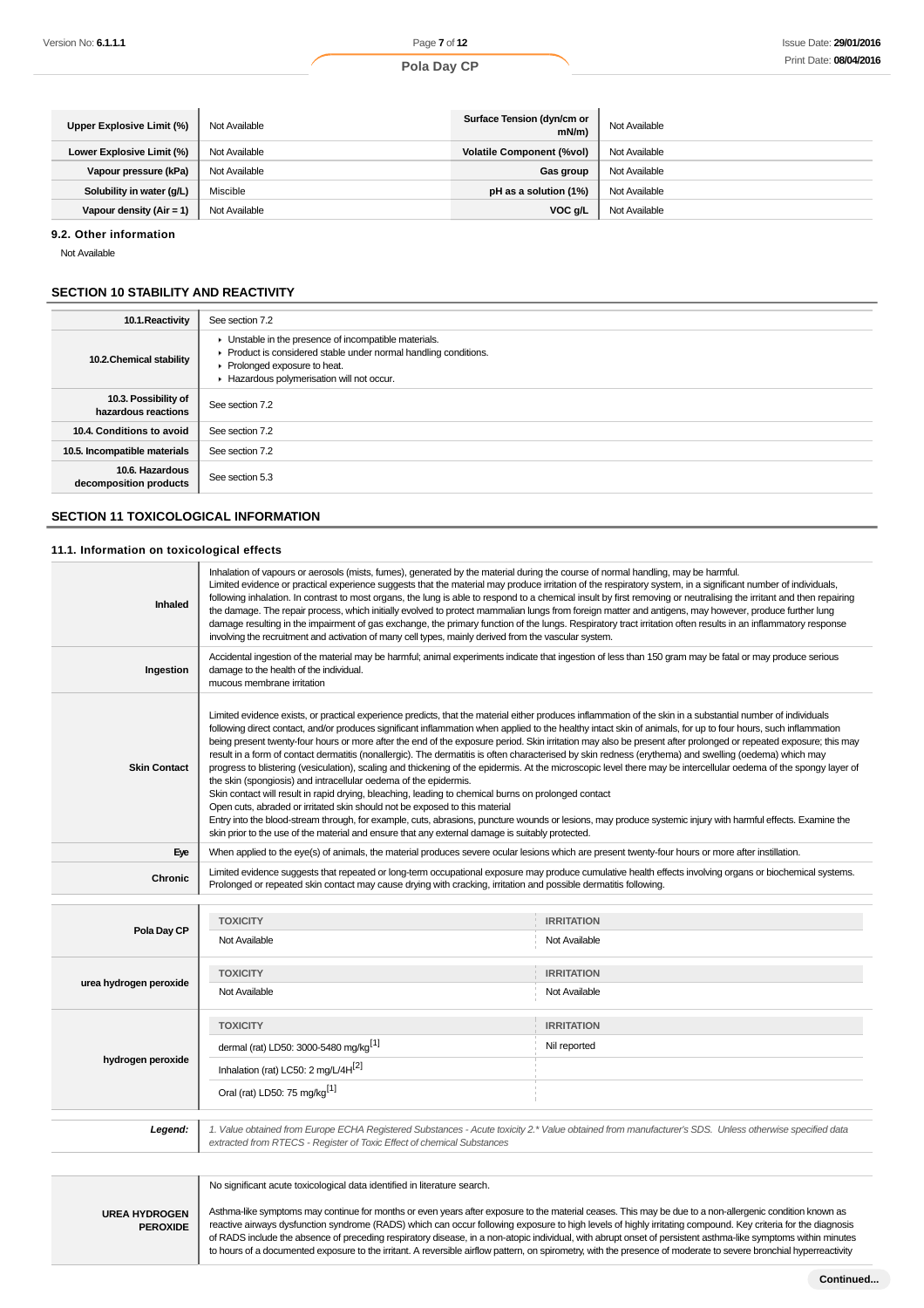| Upper Explosive Limit (%) | Not Available | Surface Tension (dyn/cm or mN/m) | Not Available |
|---|---|---|---|
| Lower Explosive Limit (%) | Not Available | Volatile Component (%vol) | Not Available |
| Vapour pressure (kPa) | Not Available | Gas group | Not Available |
| Solubility in water (g/L) | Miscible | pH as a solution (1%) | Not Available |
| Vapour density (Air = 1) | Not Available | VOC g/L | Not Available |

### 9.2. Other information

Not Available

## SECTION 10 STABILITY AND REACTIVITY

| | |
|---|---|
| 10.1.Reactivity | See section 7.2 |
| 10.2.Chemical stability | ▸ Unstable in the presence of incompatible materials.<br>▸ Product is considered stable under normal handling conditions.<br>▸ Prolonged exposure to heat.<br>▸ Hazardous polymerisation will not occur. |
| 10.3. Possibility of hazardous reactions | See section 7.2 |
| 10.4. Conditions to avoid | See section 7.2 |
| 10.5. Incompatible materials | See section 7.2 |
| 10.6. Hazardous decomposition products | See section 5.3 |

## SECTION 11 TOXICOLOGICAL INFORMATION

### 11.1. Information on toxicological effects

| | |
|---|---|
| Inhaled | Inhalation of vapours or aerosols (mists, fumes), generated by the material during the course of normal handling, may be harmful.<br>Limited evidence or practical experience suggests that the material may produce irritation of the respiratory system, in a significant number of individuals, following inhalation. In contrast to most organs, the lung is able to respond to a chemical insult by first removing or neutralising the irritant and then repairing the damage. The repair process, which initially evolved to protect mammalian lungs from foreign matter and antigens, may however, produce further lung damage resulting in the impairment of gas exchange, the primary function of the lungs. Respiratory tract irritation often results in an inflammatory response involving the recruitment and activation of many cell types, mainly derived from the vascular system. |
| Ingestion | Accidental ingestion of the material may be harmful; animal experiments indicate that ingestion of less than 150 gram may be fatal or may produce serious damage to the health of the individual.<br>mucous membrane irritation |
| Skin Contact | Limited evidence exists, or practical experience predicts, that the material either produces inflammation of the skin in a substantial number of individuals following direct contact, and/or produces significant inflammation when applied to the healthy intact skin of animals, for up to four hours, such inflammation being present twenty-four hours or more after the end of the exposure period. Skin irritation may also be present after prolonged or repeated exposure; this may result in a form of contact dermatitis (nonallergic). The dermatitis is often characterised by skin redness (erythema) and swelling (oedema) which may progress to blistering (vesiculation), scaling and thickening of the epidermis. At the microscopic level there may be intercellular oedema of the spongy layer of the skin (spongiosis) and intracellular oedema of the epidermis.<br>Skin contact will result in rapid drying, bleaching, leading to chemical burns on prolonged contact<br>Open cuts, abraded or irritated skin should not be exposed to this material<br>Entry into the blood-stream through, for example, cuts, abrasions, puncture wounds or lesions, may produce systemic injury with harmful effects. Examine the skin prior to the use of the material and ensure that any external damage is suitably protected. |
| Eye | When applied to the eye(s) of animals, the material produces severe ocular lesions which are present twenty-four hours or more after instillation. |
| Chronic | Limited evidence suggests that repeated or long-term occupational exposure may produce cumulative health effects involving organs or biochemical systems.<br>Prolonged or repeated skin contact may cause drying with cracking, irritation and possible dermatitis following. |

| | TOXICITY | IRRITATION |
|---|---|---|
| Pola Day CP | Not Available | Not Available |
| urea hydrogen peroxide | Not Available | Not Available |
| hydrogen peroxide | dermal (rat) LD50: 3000-5480 mg/kg[1] | Nil reported |
| | Inhalation (rat) LC50: 2 mg/L/4H[2] | |
| | Oral (rat) LD50: 75 mg/kg[1] | |

| | |
|---|---|
| **Legend:** | *1. Value obtained from Europe ECHA Registered Substances - Acute toxicity 2.\* Value obtained from manufacturer's SDS. Unless otherwise specified data extracted from RTECS - Register of Toxic Effect of chemical Substances* |

| | |
|---|---|
| UREA HYDROGEN PEROXIDE | No significant acute toxicological data identified in literature search.<br><br>Asthma-like symptoms may continue for months or even years after exposure to the material ceases. This may be due to a non-allergenic condition known as reactive airways dysfunction syndrome (RADS) which can occur following exposure to high levels of highly irritating compound. Key criteria for the diagnosis of RADS include the absence of preceding respiratory disease, in a non-atopic individual, with abrupt onset of persistent asthma-like symptoms within minutes to hours of a documented exposure to the irritant. A reversible airflow pattern, on spirometry, with the presence of moderate to severe bronchial hyperreactivity |

Continued...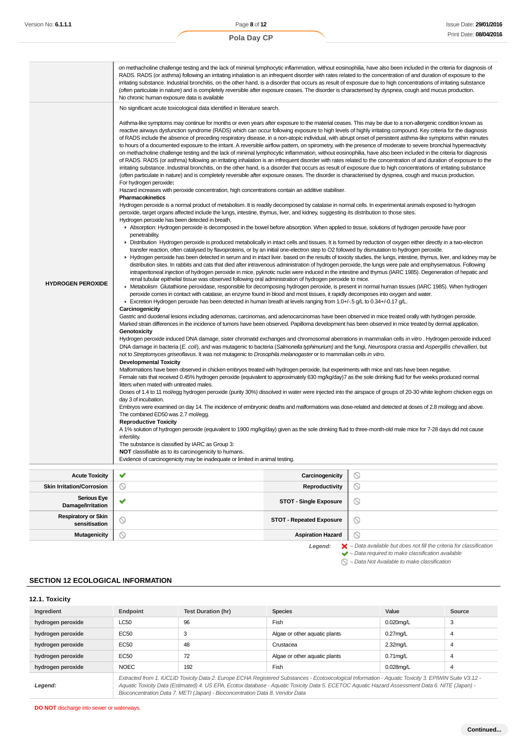| | |
|---|---|
| | on methacholine challenge testing and the lack of minimal lymphocytic inflammation, without eosinophilia, have also been included in the criteria for diagnosis of RADS. RADS (or asthma) following an irritating inhalation is an infrequent disorder with rates related to the concentration of and duration of exposure to the irritating substance. Industrial bronchitis, on the other hand, is a disorder that occurs as result of exposure due to high concentrations of irritating substance (often particulate in nature) and is completely reversible after exposure ceases. The disorder is characterised by dyspnea, cough and mucus production.<br>No chronic human exposure data is available |
| **HYDROGEN PEROXIDE** | No significant acute toxicological data identified in literature search.<br><br>Asthma-like symptoms may continue for months or even years after exposure to the material ceases. This may be due to a non-allergenic condition known as reactive airways dysfunction syndrome (RADS) which can occur following exposure to high levels of highly irritating compound. Key criteria for the diagnosis of RADS include the absence of preceding respiratory disease, in a non-atopic individual, with abrupt onset of persistent asthma-like symptoms within minutes to hours of a documented exposure to the irritant. A reversible airflow pattern, on spirometry, with the presence of moderate to severe bronchial hyperreactivity on methacholine challenge testing and the lack of minimal lymphocytic inflammation, without eosinophilia, have also been included in the criteria for diagnosis of RADS. RADS (or asthma) following an irritating inhalation is an infrequent disorder with rates related to the concentration of and duration of exposure to the irritating substance. Industrial bronchitis, on the other hand, is a disorder that occurs as result of exposure due to high concentrations of irritating substance (often particulate in nature) and is completely reversible after exposure ceases. The disorder is characterised by dyspnea, cough and mucus production.<br>For hydrogen peroxide**:**<br>Hazard increases with peroxide concentration, high concentrations contain an additive stabiliser.<br>**Pharmacokinetics**<br>Hydrogen peroxide is a normal product of metabolism. It is readily decomposed by catalase in normal cells. In experimental animals exposed to hydrogen peroxide, target organs affected include the lungs, intestine, thymus, liver, and kidney, suggesting its distribution to those sites.<br>Hydrogen peroxide has been detected in breath.<br>▸ Absorption: Hydrogen peroxide is decomposed in the bowel before absorption. When applied to tissue, solutions of hydrogen peroxide have poor penetrability.<br>▸ Distribution Hydrogen peroxide is produced metabolically in intact cells and tissues. It is formed by reduction of oxygen either directly in a two-electron transfer reaction, often catalysed by flavoproteins, or by an initial one-electron step to O2 followed by dismutation to hydrogen peroxide.<br>▸ Hydrogen peroxide has been detected in serum and in intact liver. based on the results of toxicity studies, the lungs, intestine, thymus, liver, and kidney may be distribution sites. In rabbits and cats that died after intravenous administration of hydrogen peroxide, the lungs were pale and emphysematous. Following intraperitoneal injection of hydrogen peroxide in mice, pyknotic nuclei were induced in the intestine and thymus (IARC 1985). Degeneration of hepatic and renal tubular epithelial tissue was observed following oral administration of hydrogen peroxide to mice.<br>▸ Metabolism Glutathione peroxidase, responsible for decomposing hydrogen peroxide, is present in normal human tissues (IARC 1985). When hydrogen peroxide comes in contact with catalase, an enzyme found in blood and most tissues, it rapidly decomposes into oxygen and water.<br>▸ Excretion Hydrogen peroxide has been detected in human breath at levels ranging from 1.0+/-.5 g/L to 0.34+/-0.17 g/L.<br>**Carcinogenicity**<br>Gastric and duodenal lesions including adenomas, carcinomas, and adenocarcinomas have been observed in mice treated orally with hydrogen peroxide. Marked strain differences in the incidence of tumors have been observed. Papilloma development has been observed in mice treated by dermal application.<br>**Genotoxicity**<br>Hydrogen peroxide induced DNA damage, sister chromatid exchanges and chromosomal aberrations in mammalian cells *in vitro* . Hydrogen peroxide induced DNA damage in bacteria (*E. coli*), and was mutagenic to bacteria (*Salmonella typhimurium)* and the fungi, *Neurospora crassa* and *Aspergillis chevallieri*, but not to *Streptomyces griseoflavus*. It was not mutagenic to *Drosophila melanogaster* or to mammalian cells *in vitro*.<br>**Developmental Toxicity**<br>Malformations have been observed in chicken embryos treated with hydrogen peroxide, but experiments with mice and rats have been negative.<br>Female rats that received 0.45% hydrogen peroxide (equivalent to approximately 630 mg/kg/day)7 as the sole drinking fluid for five weeks produced normal litters when mated with untreated males.<br>Doses of 1.4 to 11 mol/egg hydrogen peroxide (purity 30%) dissolved in water were injected into the airspace of groups of 20-30 white leghorn chicken eggs on day 3 of incubation.<br>Embryos were examined on day 14. The incidence of embryonic deaths and malformations was dose-related and detected at doses of 2.8 mol/egg and above. The combined ED50 was 2.7 mol/egg.<br>**Reproductive Toxicity**<br>A 1% solution of hydrogen peroxide (equivalent to 1900 mg/kg/day) given as the sole drinking fluid to three-month-old male mice for 7-28 days did not cause infertility.<br>The substance is classified by IARC as Group 3:<br>**NOT** classifiable as to its carcinogenicity to humans.<br>Evidence of carcinogenicity may be inadequate or limited in animal testing. |

| | | | |
|---|---|---|---|
| **Acute Toxicity** | ✔ | **Carcinogenicity** | ⦸ |
| **Skin Irritation/Corrosion** | ⦸ | **Reproductivity** | ⦸ |
| **Serious Eye Damage/Irritation** | ✔ | **STOT - Single Exposure** | ⦸ |
| **Respiratory or Skin sensitisation** | ⦸ | **STOT - Repeated Exposure** | ⦸ |
| **Mutagenicity** | ⦸ | **Aspiration Hazard** | ⦸ |

*Legend:*
✖ *– Data available but does not fill the criteria for classification*
✔ *– Data required to make classification available*
⦸ *– Data Not Available to make classification*

## SECTION 12 ECOLOGICAL INFORMATION

### 12.1. Toxicity

| Ingredient | Endpoint | Test Duration (hr) | Species | Value | Source |
|---|---|---|---|---|---|
| **hydrogen peroxide** | LC50 | 96 | Fish | 0.020mg/L | 3 |
| **hydrogen peroxide** | EC50 | 3 | Algae or other aquatic plants | 0.27mg/L | 4 |
| **hydrogen peroxide** | EC50 | 48 | Crustacea | 2.32mg/L | 4 |
| **hydrogen peroxide** | EC50 | 72 | Algae or other aquatic plants | 0.71mg/L | 4 |
| **hydrogen peroxide** | NOEC | 192 | Fish | 0.028mg/L | 4 |
| ***Legend:*** | *Extracted from 1. IUCLID Toxicity Data 2. Europe ECHA Registered Substances - Ecotoxicological Information - Aquatic Toxicity 3. EPIWIN Suite V3.12 - Aquatic Toxicity Data (Estimated) 4. US EPA, Ecotox database - Aquatic Toxicity Data 5. ECETOC Aquatic Hazard Assessment Data 6. NITE (Japan) - Bioconcentration Data 7. METI (Japan) - Bioconcentration Data 8. Vendor Data* | | | | |

**DO NOT** discharge into sewer or waterways.

**Continued...**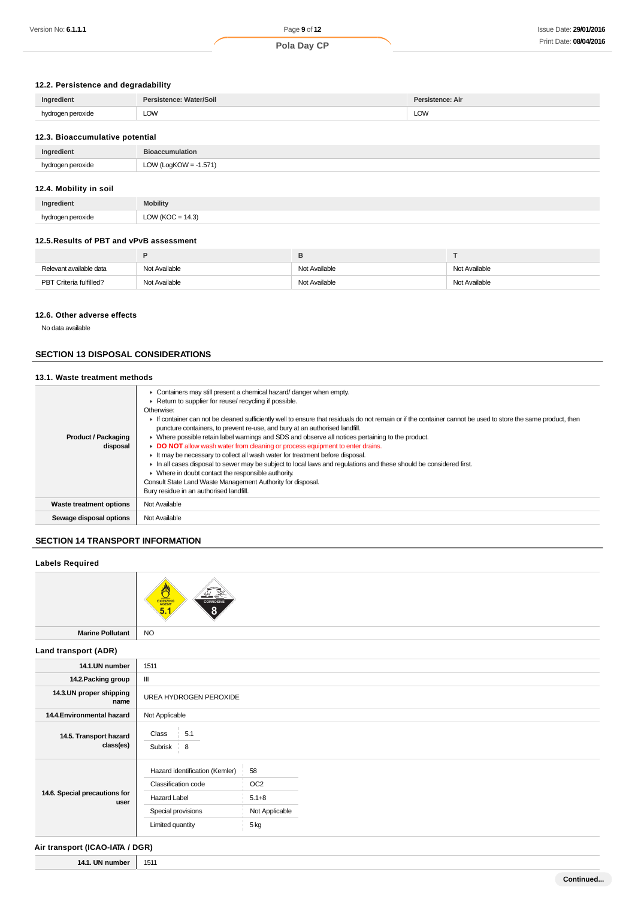### 12.2. Persistence and degradability

| Ingredient | Persistence: Water/Soil | Persistence: Air |
|---|---|---|
| hydrogen peroxide | LOW | LOW |

### 12.3. Bioaccumulative potential

| Ingredient | Bioaccumulation |
|---|---|
| hydrogen peroxide | LOW (LogKOW = -1.571) |

### 12.4. Mobility in soil

| Ingredient | Mobility |
|---|---|
| hydrogen peroxide | LOW (KOC = 14.3) |

### 12.5.Results of PBT and vPvB assessment

| | P | B | T |
|---|---|---|---|
| Relevant available data | Not Available | Not Available | Not Available |
| PBT Criteria fulfilled? | Not Available | Not Available | Not Available |

### 12.6. Other adverse effects

No data available

## SECTION 13 DISPOSAL CONSIDERATIONS

### 13.1. Waste treatment methods

| | |
|---|---|
| **Product / Packaging disposal** | ▸ Containers may still present a chemical hazard/ danger when empty.<br>▸ Return to supplier for reuse/ recycling if possible.<br>Otherwise:<br>▸ If container can not be cleaned sufficiently well to ensure that residuals do not remain or if the container cannot be used to store the same product, then puncture containers, to prevent re-use, and bury at an authorised landfill.<br>▸ Where possible retain label warnings and SDS and observe all notices pertaining to the product.<br>▸ **DO NOT** allow wash water from cleaning or process equipment to enter drains.<br>▸ It may be necessary to collect all wash water for treatment before disposal.<br>▸ In all cases disposal to sewer may be subject to local laws and regulations and these should be considered first.<br>▸ Where in doubt contact the responsible authority.<br>Consult State Land Waste Management Authority for disposal.<br>Bury residue in an authorised landfill. |
| **Waste treatment options** | Not Available |
| **Sewage disposal options** | Not Available |

## SECTION 14 TRANSPORT INFORMATION

### Labels Required

| | |
|---|---|
| | OXIDIZING AGENT 5.1 / CORROSIVE 8 |
| **Marine Pollutant** | NO |

### Land transport (ADR)

| | |
|---|---|
| **14.1.UN number** | 1511 |
| **14.2.Packing group** | III |
| **14.3.UN proper shipping name** | UREA HYDROGEN PEROXIDE |
| **14.4.Environmental hazard** | Not Applicable |
| **14.5. Transport hazard class(es)** | Class: 5.1<br>Subrisk: 8 |
| **14.6. Special precautions for user** | Hazard identification (Kemler): 58<br>Classification code: OC2<br>Hazard Label: 5.1+8<br>Special provisions: Not Applicable<br>Limited quantity: 5 kg |

### Air transport (ICAO-IATA / DGR)

| | |
|---|---|
| **14.1. UN number** | 1511 |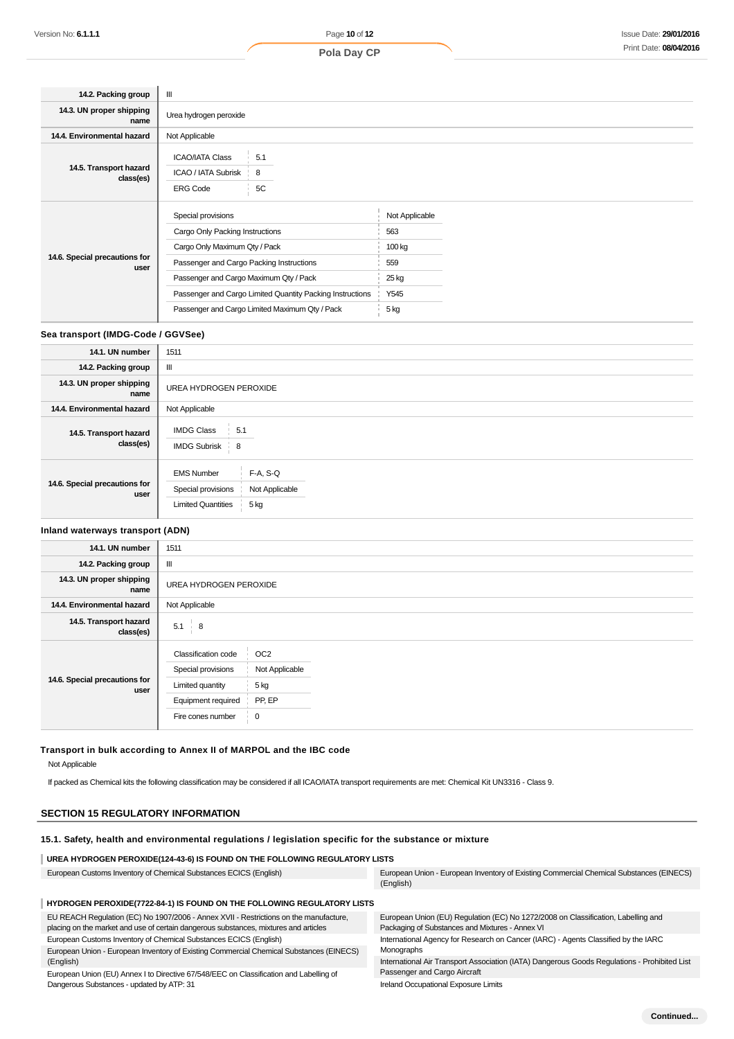| | |
|---|---|
| **14.2. Packing group** | III |
| **14.3. UN proper shipping name** | Urea hydrogen peroxide |
| **14.4. Environmental hazard** | Not Applicable |
| **14.5. Transport hazard class(es)** | ICAO/IATA Class: 5.1<br>ICAO / IATA Subrisk: 8<br>ERG Code: 5C |
| **14.6. Special precautions for user** | Special provisions: Not Applicable<br>Cargo Only Packing Instructions: 563<br>Cargo Only Maximum Qty / Pack: 100 kg<br>Passenger and Cargo Packing Instructions: 559<br>Passenger and Cargo Maximum Qty / Pack: 25 kg<br>Passenger and Cargo Limited Quantity Packing Instructions: Y545<br>Passenger and Cargo Limited Maximum Qty / Pack: 5 kg |

### Sea transport (IMDG-Code / GGVSee)

| | |
|---|---|
| **14.1. UN number** | 1511 |
| **14.2. Packing group** | III |
| **14.3. UN proper shipping name** | UREA HYDROGEN PEROXIDE |
| **14.4. Environmental hazard** | Not Applicable |
| **14.5. Transport hazard class(es)** | IMDG Class: 5.1<br>IMDG Subrisk: 8 |
| **14.6. Special precautions for user** | EMS Number: F-A, S-Q<br>Special provisions: Not Applicable<br>Limited Quantities: 5 kg |

### Inland waterways transport (ADN)

| | |
|---|---|
| **14.1. UN number** | 1511 |
| **14.2. Packing group** | III |
| **14.3. UN proper shipping name** | UREA HYDROGEN PEROXIDE |
| **14.4. Environmental hazard** | Not Applicable |
| **14.5. Transport hazard class(es)** | 5.1 / 8 |
| **14.6. Special precautions for user** | Classification code: OC2<br>Special provisions: Not Applicable<br>Limited quantity: 5 kg<br>Equipment required: PP, EP<br>Fire cones number: 0 |

### Transport in bulk according to Annex II of MARPOL and the IBC code

Not Applicable

If packed as Chemical kits the following classification may be considered if all ICAO/IATA transport requirements are met: Chemical Kit UN3316 - Class 9.

## SECTION 15 REGULATORY INFORMATION

### 15.1. Safety, health and environmental regulations / legislation specific for the substance or mixture

**UREA HYDROGEN PEROXIDE(124-43-6) IS FOUND ON THE FOLLOWING REGULATORY LISTS**

| | |
|---|---|
| European Customs Inventory of Chemical Substances ECICS (English) | European Union - European Inventory of Existing Commercial Chemical Substances (EINECS) (English) |

**HYDROGEN PEROXIDE(7722-84-1) IS FOUND ON THE FOLLOWING REGULATORY LISTS**

| | |
|---|---|
| EU REACH Regulation (EC) No 1907/2006 - Annex XVII - Restrictions on the manufacture, placing on the market and use of certain dangerous substances, mixtures and articles | European Union (EU) Regulation (EC) No 1272/2008 on Classification, Labelling and Packaging of Substances and Mixtures - Annex VI |
| European Customs Inventory of Chemical Substances ECICS (English) | International Agency for Research on Cancer (IARC) - Agents Classified by the IARC Monographs |
| European Union - European Inventory of Existing Commercial Chemical Substances (EINECS) (English) | International Air Transport Association (IATA) Dangerous Goods Regulations - Prohibited List Passenger and Cargo Aircraft |
| European Union (EU) Annex I to Directive 67/548/EEC on Classification and Labelling of Dangerous Substances - updated by ATP: 31 | Ireland Occupational Exposure Limits |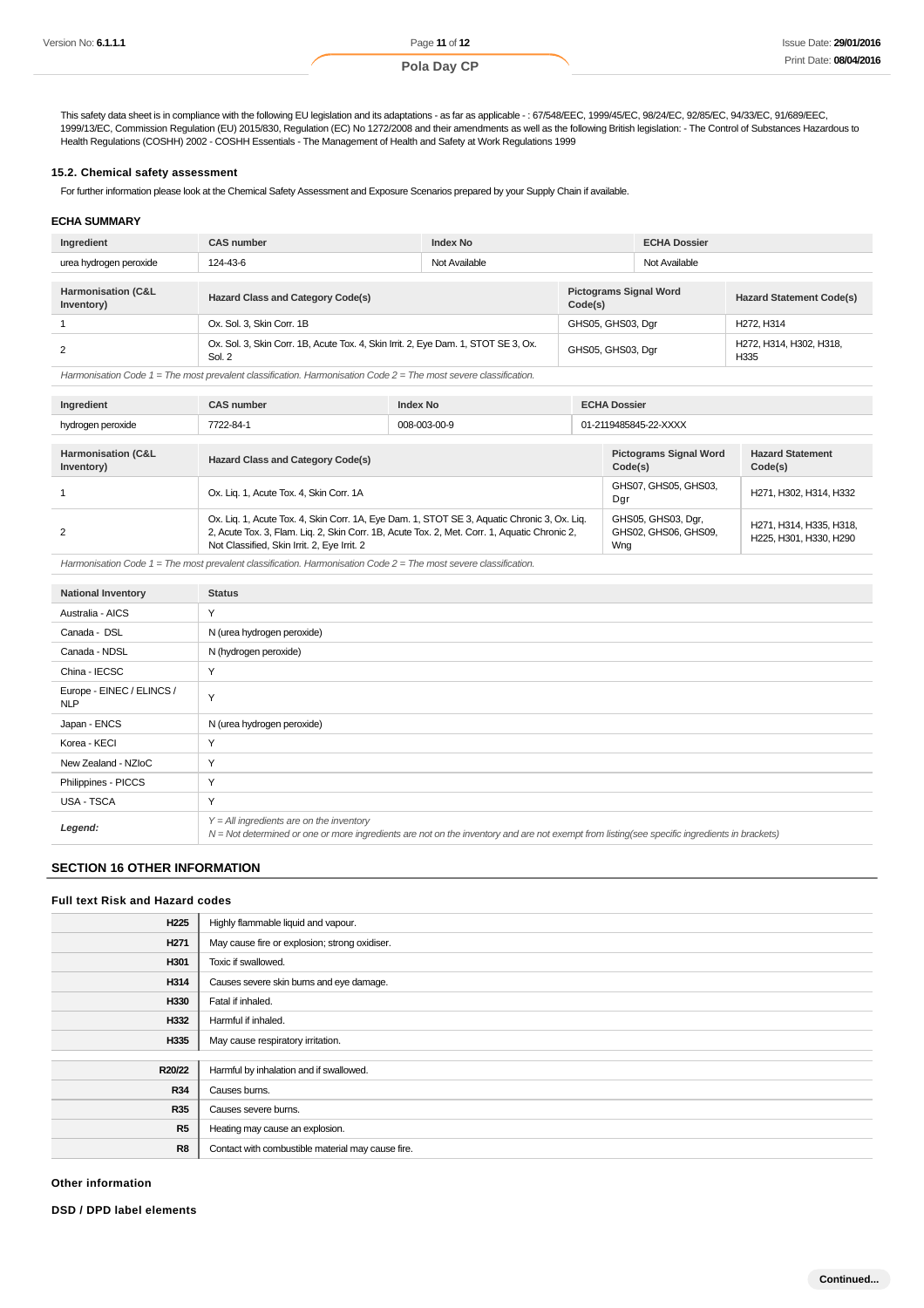This safety data sheet is in compliance with the following EU legislation and its adaptations - as far as applicable - : 67/548/EEC, 1999/45/EC, 98/24/EC, 92/85/EC, 94/33/EC, 91/689/EEC, 1999/13/EC, Commission Regulation (EU) 2015/830, Regulation (EC) No 1272/2008 and their amendments as well as the following British legislation: - The Control of Substances Hazardous to Health Regulations (COSHH) 2002 - COSHH Essentials - The Management of Health and Safety at Work Regulations 1999

### 15.2. Chemical safety assessment

For further information please look at the Chemical Safety Assessment and Exposure Scenarios prepared by your Supply Chain if available.

### ECHA SUMMARY

| Ingredient | CAS number | Index No | ECHA Dossier |
|---|---|---|---|
| urea hydrogen peroxide | 124-43-6 | Not Available | Not Available |

| Harmonisation (C&L Inventory) | Hazard Class and Category Code(s) | Pictograms Signal Word Code(s) | Hazard Statement Code(s) |
|---|---|---|---|
| 1 | Ox. Sol. 3, Skin Corr. 1B | GHS05, GHS03, Dgr | H272, H314 |
| 2 | Ox. Sol. 3, Skin Corr. 1B, Acute Tox. 4, Skin Irrit. 2, Eye Dam. 1, STOT SE 3, Ox. Sol. 2 | GHS05, GHS03, Dgr | H272, H314, H302, H318, H335 |

*Harmonisation Code 1 = The most prevalent classification. Harmonisation Code 2 = The most severe classification.*

| Ingredient | CAS number | Index No | ECHA Dossier |
|---|---|---|---|
| hydrogen peroxide | 7722-84-1 | 008-003-00-9 | 01-2119485845-22-XXXX |

| Harmonisation (C&L Inventory) | Hazard Class and Category Code(s) | Pictograms Signal Word Code(s) | Hazard Statement Code(s) |
|---|---|---|---|
| 1 | Ox. Liq. 1, Acute Tox. 4, Skin Corr. 1A | GHS07, GHS05, GHS03, Dgr | H271, H302, H314, H332 |
| 2 | Ox. Liq. 1, Acute Tox. 4, Skin Corr. 1A, Eye Dam. 1, STOT SE 3, Aquatic Chronic 3, Ox. Liq. 2, Acute Tox. 3, Flam. Liq. 2, Skin Corr. 1B, Acute Tox. 2, Met. Corr. 1, Aquatic Chronic 2, Not Classified, Skin Irrit. 2, Eye Irrit. 2 | GHS05, GHS03, Dgr, GHS02, GHS06, GHS09, Wng | H271, H314, H335, H318, H225, H301, H330, H290 |

*Harmonisation Code 1 = The most prevalent classification. Harmonisation Code 2 = The most severe classification.*

| National Inventory | Status |
|---|---|
| Australia - AICS | Y |
| Canada - DSL | N (urea hydrogen peroxide) |
| Canada - NDSL | N (hydrogen peroxide) |
| China - IECSC | Y |
| Europe - EINEC / ELINCS / NLP | Y |
| Japan - ENCS | N (urea hydrogen peroxide) |
| Korea - KECI | Y |
| New Zealand - NZIoC | Y |
| Philippines - PICCS | Y |
| USA - TSCA | Y |
| ***Legend:*** | *Y = All ingredients are on the inventory*<br>*N = Not determined or one or more ingredients are not on the inventory and are not exempt from listing(see specific ingredients in brackets)* |

## SECTION 16 OTHER INFORMATION

### Full text Risk and Hazard codes

| | |
|---|---|
| **H225** | Highly flammable liquid and vapour. |
| **H271** | May cause fire or explosion; strong oxidiser. |
| **H301** | Toxic if swallowed. |
| **H314** | Causes severe skin burns and eye damage. |
| **H330** | Fatal if inhaled. |
| **H332** | Harmful if inhaled. |
| **H335** | May cause respiratory irritation. |

| | |
|---|---|
| **R20/22** | Harmful by inhalation and if swallowed. |
| **R34** | Causes burns. |
| **R35** | Causes severe burns. |
| **R5** | Heating may cause an explosion. |
| **R8** | Contact with combustible material may cause fire. |

### Other information

### DSD / DPD label elements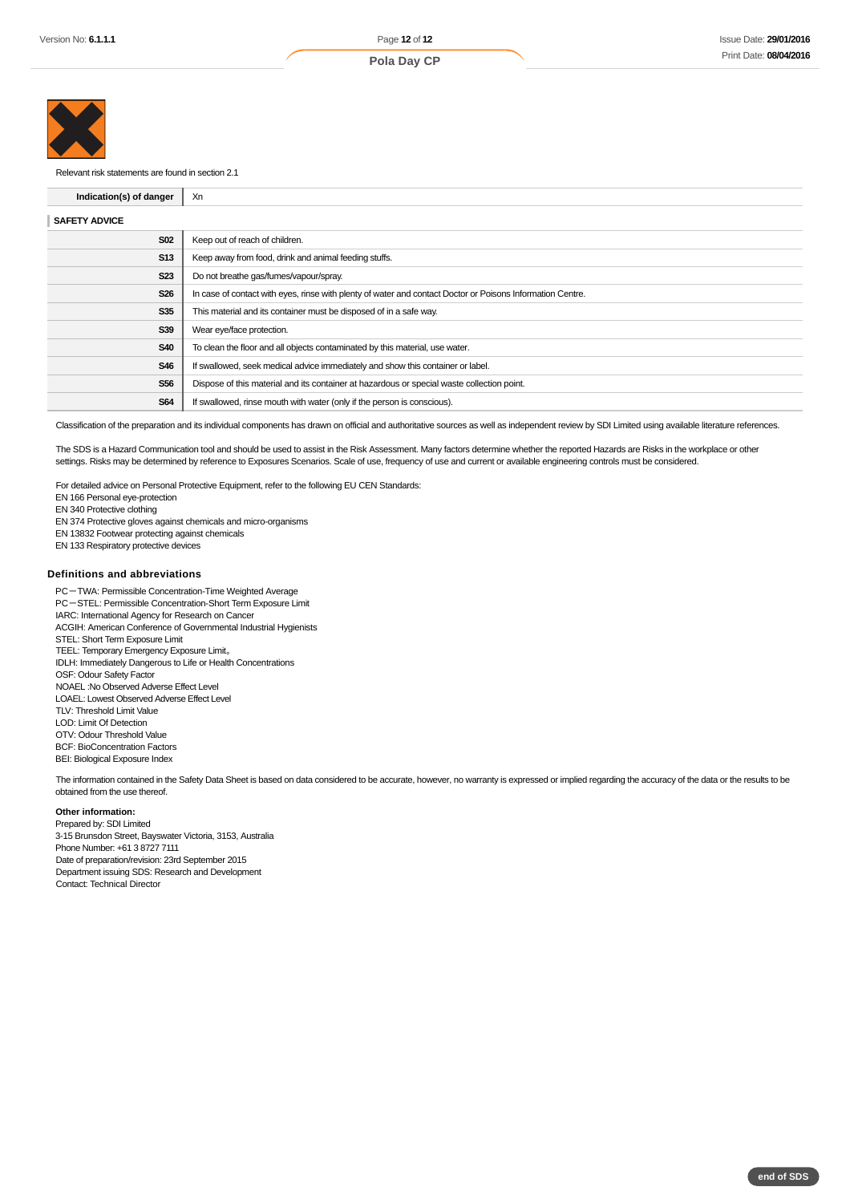Relevant risk statements are found in section 2.1

| | |
|---|---|
| **Indication(s) of danger** | Xn |

**SAFETY ADVICE**

| | |
|---|---|
| **S02** | Keep out of reach of children. |
| **S13** | Keep away from food, drink and animal feeding stuffs. |
| **S23** | Do not breathe gas/fumes/vapour/spray. |
| **S26** | In case of contact with eyes, rinse with plenty of water and contact Doctor or Poisons Information Centre. |
| **S35** | This material and its container must be disposed of in a safe way. |
| **S39** | Wear eye/face protection. |
| **S40** | To clean the floor and all objects contaminated by this material, use water. |
| **S46** | If swallowed, seek medical advice immediately and show this container or label. |
| **S56** | Dispose of this material and its container at hazardous or special waste collection point. |
| **S64** | If swallowed, rinse mouth with water (only if the person is conscious). |

Classification of the preparation and its individual components has drawn on official and authoritative sources as well as independent review by SDI Limited using available literature references.

The SDS is a Hazard Communication tool and should be used to assist in the Risk Assessment. Many factors determine whether the reported Hazards are Risks in the workplace or other settings. Risks may be determined by reference to Exposures Scenarios. Scale of use, frequency of use and current or available engineering controls must be considered.

For detailed advice on Personal Protective Equipment, refer to the following EU CEN Standards:
EN 166 Personal eye-protection
EN 340 Protective clothing
EN 374 Protective gloves against chemicals and micro-organisms
EN 13832 Footwear protecting against chemicals
EN 133 Respiratory protective devices

## Definitions and abbreviations

PC－TWA: Permissible Concentration-Time Weighted Average
PC－STEL: Permissible Concentration-Short Term Exposure Limit
IARC: International Agency for Research on Cancer
ACGIH: American Conference of Governmental Industrial Hygienists
STEL: Short Term Exposure Limit
TEEL: Temporary Emergency Exposure Limit。
IDLH: Immediately Dangerous to Life or Health Concentrations
OSF: Odour Safety Factor
NOAEL :No Observed Adverse Effect Level
LOAEL: Lowest Observed Adverse Effect Level
TLV: Threshold Limit Value
LOD: Limit Of Detection
OTV: Odour Threshold Value
BCF: BioConcentration Factors
BEI: Biological Exposure Index

The information contained in the Safety Data Sheet is based on data considered to be accurate, however, no warranty is expressed or implied regarding the accuracy of the data or the results to be obtained from the use thereof.

**Other information:**
Prepared by: SDI Limited
3-15 Brunsdon Street, Bayswater Victoria, 3153, Australia
Phone Number: +61 3 8727 7111
Date of preparation/revision: 23rd September 2015
Department issuing SDS: Research and Development
Contact: Technical Director

end of SDS